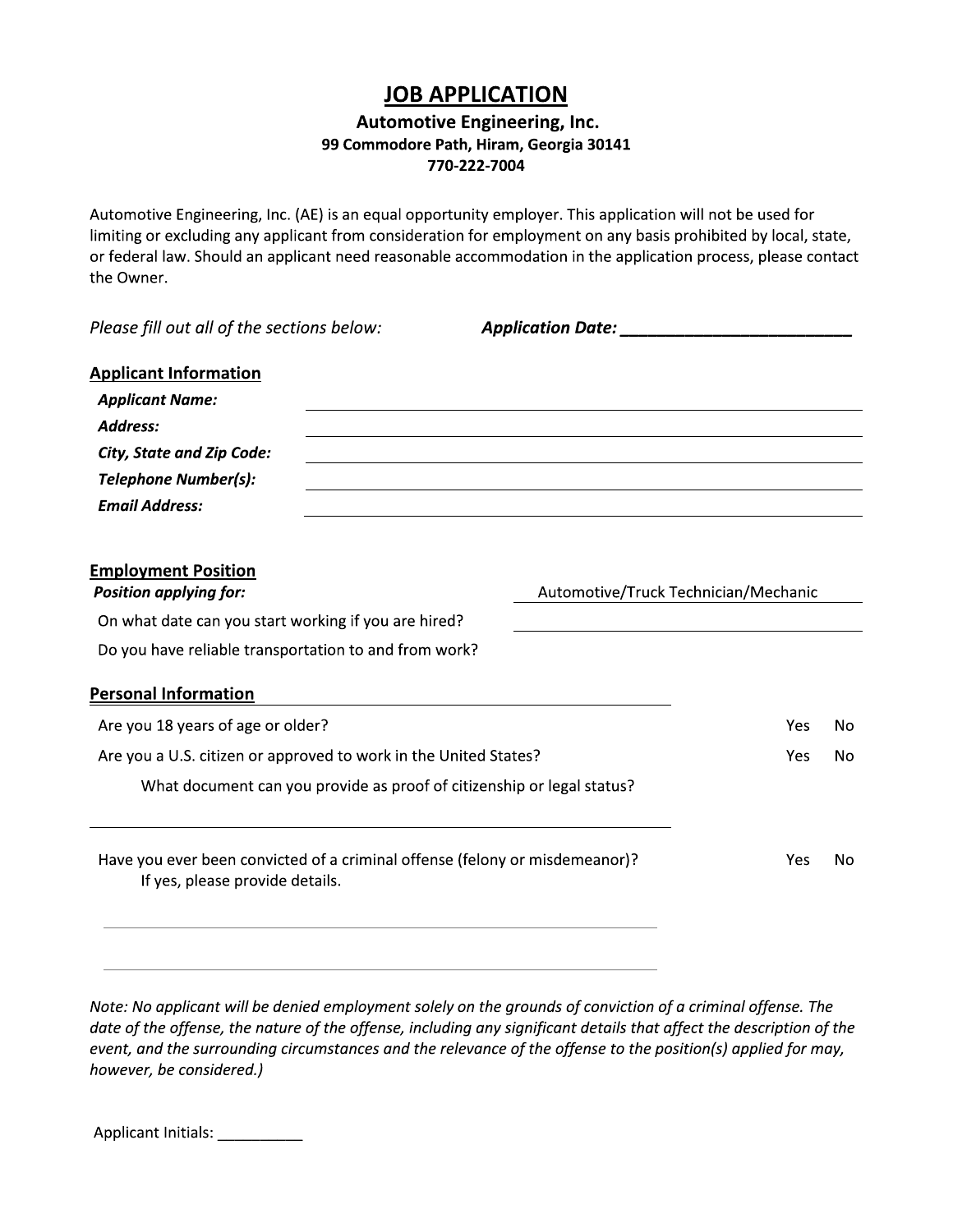# JOB APPLICATION

**Automotive Engineering, Inc.**
**99 Commodore Path, Hiram, Georgia 30141**
**770-222-7004**

Automotive Engineering, Inc. (AE) is an equal opportunity employer. This application will not be used for limiting or excluding any applicant from consideration for employment on any basis prohibited by local, state, or federal law. Should an applicant need reasonable accommodation in the application process, please contact the Owner.

*Please fill out all of the sections below:* ***Application Date:*** ________________________

## Applicant Information

***Applicant Name:*** ________________________

***Address:*** ________________________

***City, State and Zip Code:*** ________________________

***Telephone Number(s):*** ________________________

***Email Address:*** ________________________

## Employment Position

***Position applying for:*** Automotive/Truck Technician/Mechanic

On what date can you start working if you are hired? ________________________

Do you have reliable transportation to and from work?

## Personal Information

Are you 18 years of age or older? Yes No

Are you a U.S. citizen or approved to work in the United States? Yes No

What document can you provide as proof of citizenship or legal status?

________________________

Have you ever been convicted of a criminal offense (felony or misdemeanor)? Yes No

If yes, please provide details.

________________________

________________________

*Note: No applicant will be denied employment solely on the grounds of conviction of a criminal offense. The date of the offense, the nature of the offense, including any significant details that affect the description of the event, and the surrounding circumstances and the relevance of the offense to the position(s) applied for may, however, be considered.)*

Applicant Initials: __________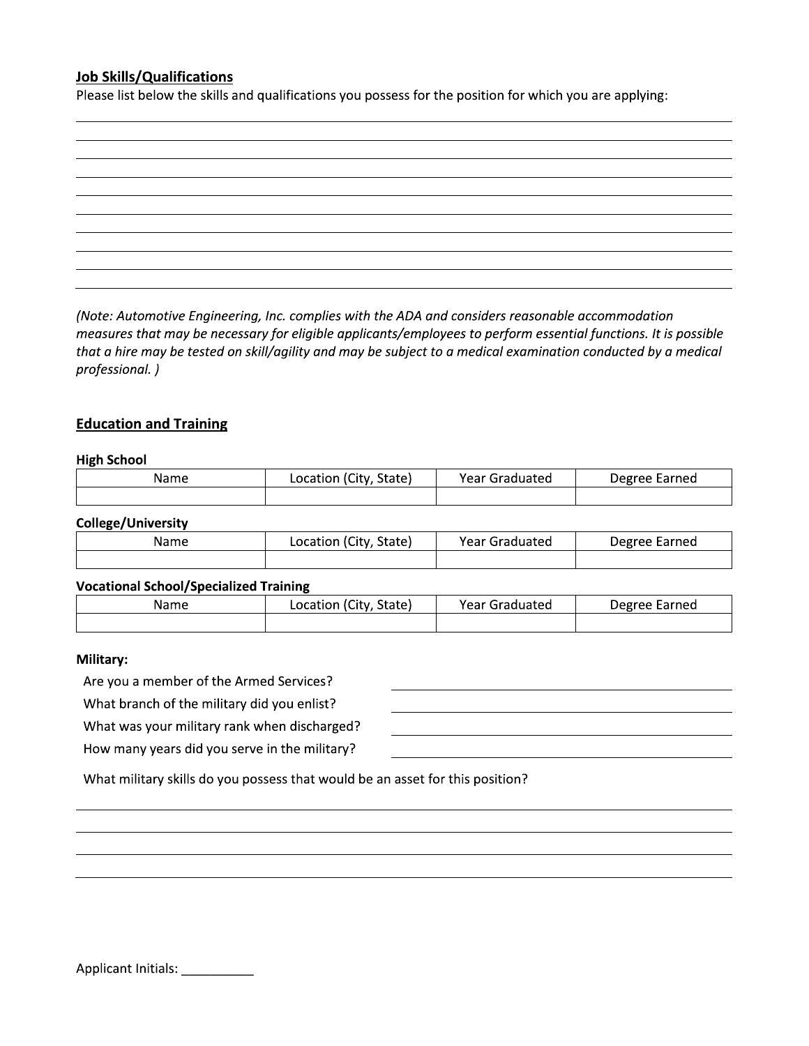## Job Skills/Qualifications

Please list below the skills and qualifications you possess for the position for which you are applying:

_______________________________________________________________________________

_______________________________________________________________________________

_______________________________________________________________________________

_______________________________________________________________________________

_______________________________________________________________________________

_______________________________________________________________________________

_______________________________________________________________________________

_______________________________________________________________________________

_______________________________________________________________________________

*(Note: Automotive Engineering, Inc. complies with the ADA and considers reasonable accommodation measures that may be necessary for eligible applicants/employees to perform essential functions. It is possible that a hire may be tested on skill/agility and may be subject to a medical examination conducted by a medical professional. )*

## Education and Training

**High School**

| Name | Location (City, State) | Year Graduated | Degree Earned |
|---|---|---|---|
| | | | |

**College/University**

| Name | Location (City, State) | Year Graduated | Degree Earned |
|---|---|---|---|
| | | | |

**Vocational School/Specialized Training**

| Name | Location (City, State) | Year Graduated | Degree Earned |
|---|---|---|---|
| | | | |

**Military:**

Are you a member of the Armed Services? _______________________________

What branch of the military did you enlist? _______________________________

What was your military rank when discharged? _______________________________

How many years did you serve in the military? _______________________________

What military skills do you possess that would be an asset for this position?

_______________________________________________________________________________

_______________________________________________________________________________

_______________________________________________________________________________

_______________________________________________________________________________

Applicant Initials: __________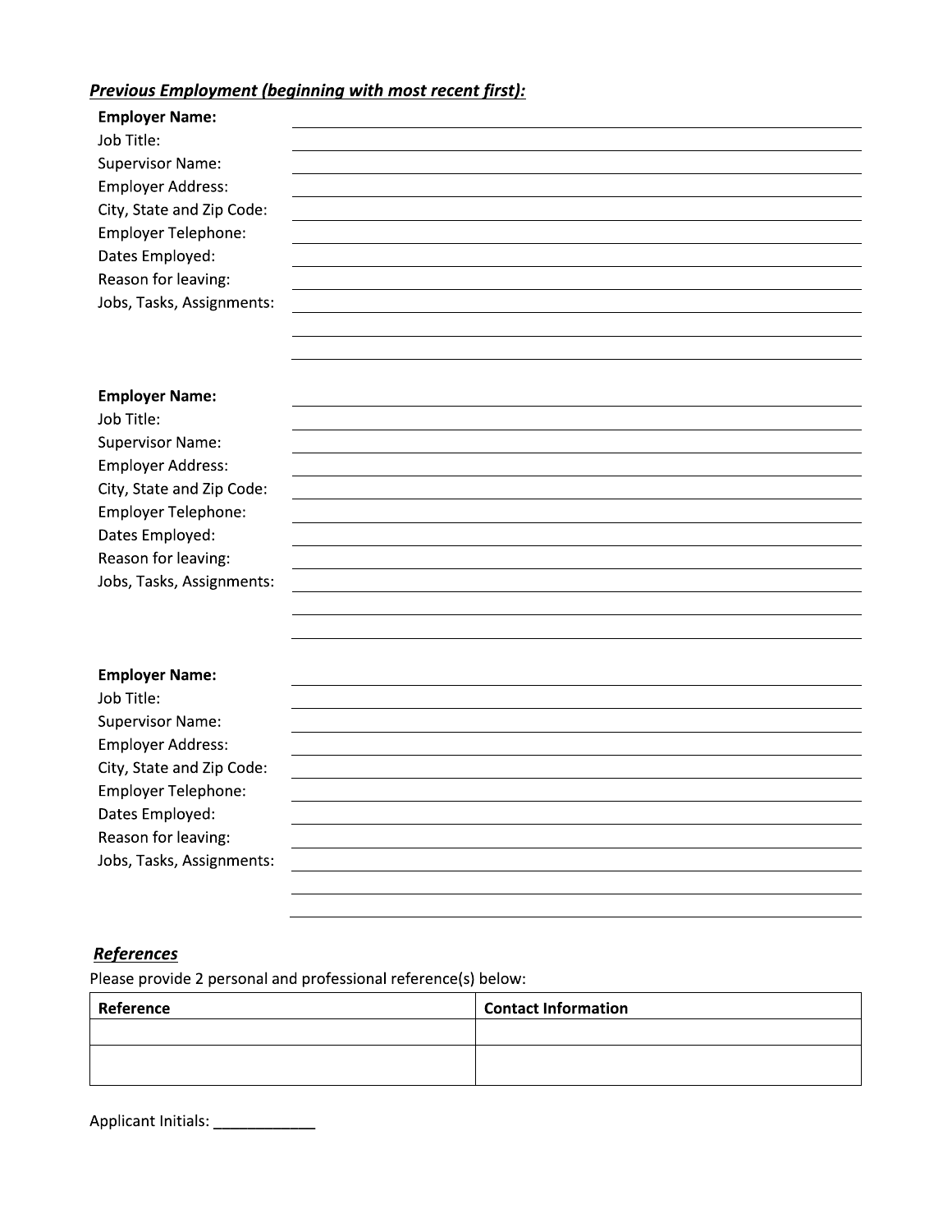***Previous Employment (beginning with most recent first):***

**Employer Name:** ______________________________
Job Title: ______________________________
Supervisor Name: ______________________________
Employer Address: ______________________________
City, State and Zip Code: ______________________________
Employer Telephone: ______________________________
Dates Employed: ______________________________
Reason for leaving: ______________________________
Jobs, Tasks, Assignments: ______________________________
______________________________
______________________________

**Employer Name:** ______________________________
Job Title: ______________________________
Supervisor Name: ______________________________
Employer Address: ______________________________
City, State and Zip Code: ______________________________
Employer Telephone: ______________________________
Dates Employed: ______________________________
Reason for leaving: ______________________________
Jobs, Tasks, Assignments: ______________________________
______________________________
______________________________

**Employer Name:** ______________________________
Job Title: ______________________________
Supervisor Name: ______________________________
Employer Address: ______________________________
City, State and Zip Code: ______________________________
Employer Telephone: ______________________________
Dates Employed: ______________________________
Reason for leaving: ______________________________
Jobs, Tasks, Assignments: ______________________________
______________________________
______________________________

***References***

Please provide 2 personal and professional reference(s) below:

| Reference | Contact Information |
| --- | --- |
| | |
| | |

Applicant Initials: ____________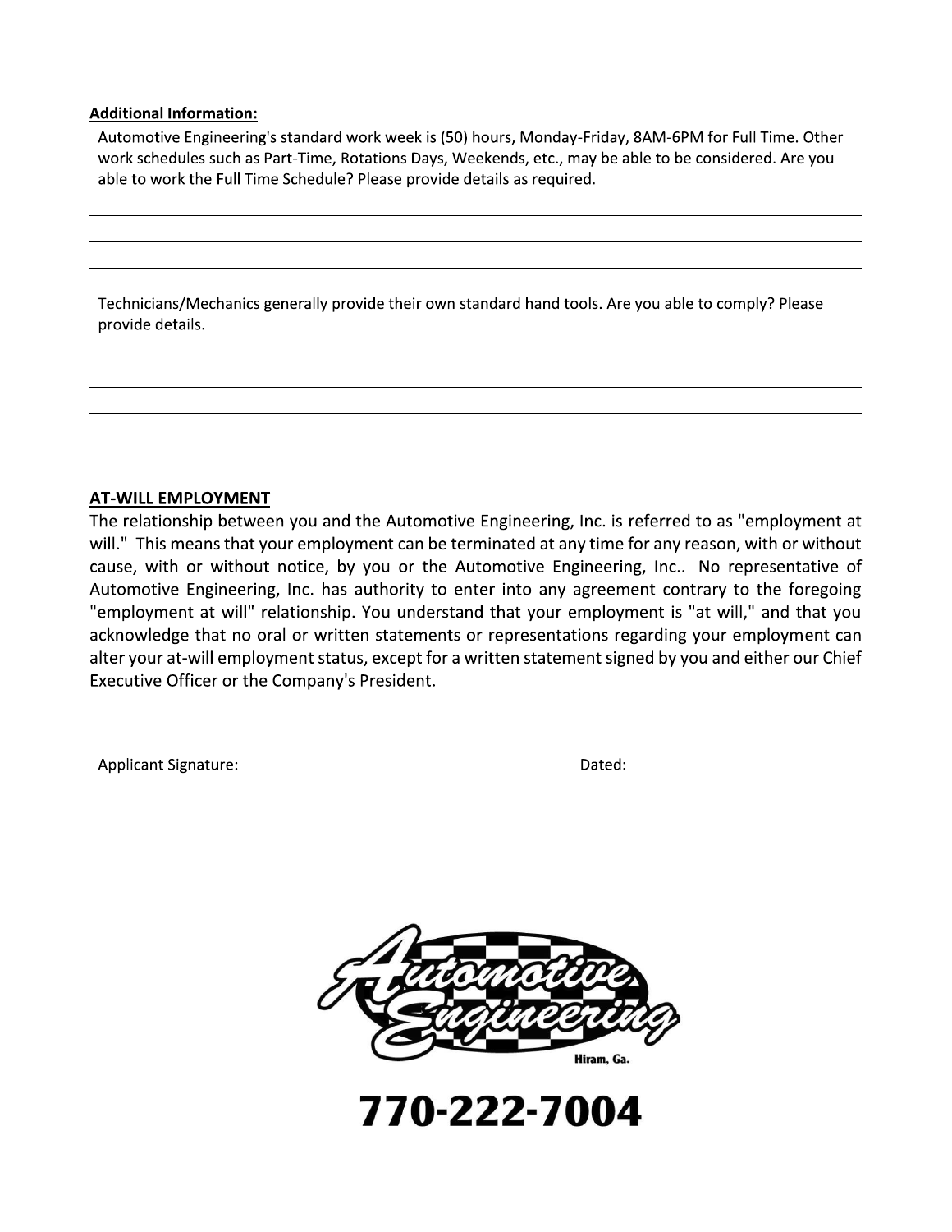**Additional Information:**

Automotive Engineering's standard work week is (50) hours, Monday-Friday, 8AM-6PM for Full Time. Other work schedules such as Part-Time, Rotations Days, Weekends, etc., may be able to be considered. Are you able to work the Full Time Schedule? Please provide details as required.

\_\_\_\_\_\_\_\_\_\_\_\_\_\_\_\_\_\_\_\_\_\_\_\_\_\_\_\_\_\_\_\_\_\_\_\_\_\_\_\_\_\_\_\_\_\_\_\_\_\_\_\_\_\_\_\_\_\_\_\_

\_\_\_\_\_\_\_\_\_\_\_\_\_\_\_\_\_\_\_\_\_\_\_\_\_\_\_\_\_\_\_\_\_\_\_\_\_\_\_\_\_\_\_\_\_\_\_\_\_\_\_\_\_\_\_\_\_\_\_\_

\_\_\_\_\_\_\_\_\_\_\_\_\_\_\_\_\_\_\_\_\_\_\_\_\_\_\_\_\_\_\_\_\_\_\_\_\_\_\_\_\_\_\_\_\_\_\_\_\_\_\_\_\_\_\_\_\_\_\_\_

Technicians/Mechanics generally provide their own standard hand tools. Are you able to comply? Please provide details.

\_\_\_\_\_\_\_\_\_\_\_\_\_\_\_\_\_\_\_\_\_\_\_\_\_\_\_\_\_\_\_\_\_\_\_\_\_\_\_\_\_\_\_\_\_\_\_\_\_\_\_\_\_\_\_\_\_\_\_\_

\_\_\_\_\_\_\_\_\_\_\_\_\_\_\_\_\_\_\_\_\_\_\_\_\_\_\_\_\_\_\_\_\_\_\_\_\_\_\_\_\_\_\_\_\_\_\_\_\_\_\_\_\_\_\_\_\_\_\_\_

\_\_\_\_\_\_\_\_\_\_\_\_\_\_\_\_\_\_\_\_\_\_\_\_\_\_\_\_\_\_\_\_\_\_\_\_\_\_\_\_\_\_\_\_\_\_\_\_\_\_\_\_\_\_\_\_\_\_\_\_

## AT-WILL EMPLOYMENT

The relationship between you and the Automotive Engineering, Inc. is referred to as "employment at will." This means that your employment can be terminated at any time for any reason, with or without cause, with or without notice, by you or the Automotive Engineering, Inc.. No representative of Automotive Engineering, Inc. has authority to enter into any agreement contrary to the foregoing "employment at will" relationship. You understand that your employment is "at will," and that you acknowledge that no oral or written statements or representations regarding your employment can alter your at-will employment status, except for a written statement signed by you and either our Chief Executive Officer or the Company's President.

Applicant Signature: \_\_\_\_\_\_\_\_\_\_\_\_\_\_\_\_\_\_\_\_\_\_\_\_\_\_\_\_ Dated: \_\_\_\_\_\_\_\_\_\_\_\_\_\_\_\_

Automotive Engineering

Hiram, Ga.

**770-222-7004**